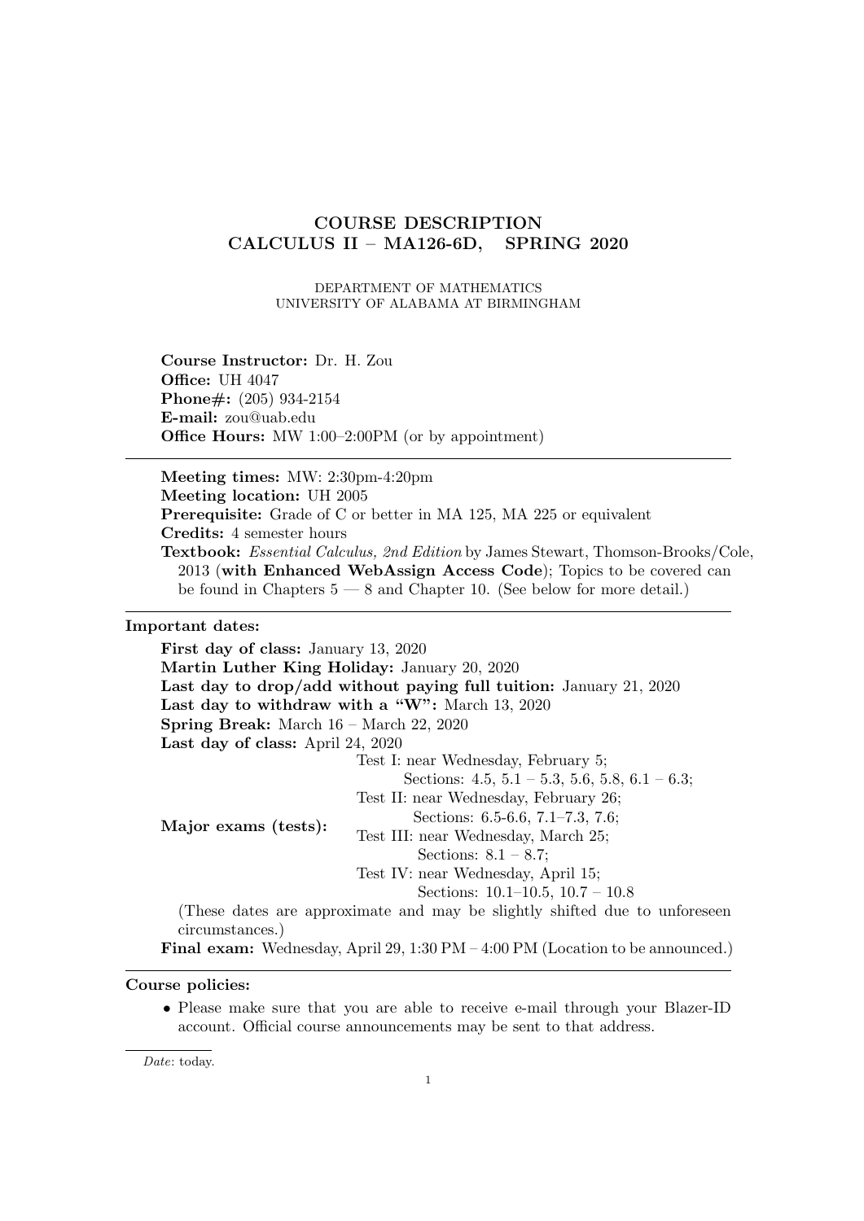# COURSE DESCRIPTION
# CALCULUS II – MA126-6D, SPRING 2020

DEPARTMENT OF MATHEMATICS
UNIVERSITY OF ALABAMA AT BIRMINGHAM

**Course Instructor:** Dr. H. Zou
**Office:** UH 4047
**Phone#:** (205) 934-2154
**E-mail:** zou@uab.edu
**Office Hours:** MW 1:00–2:00PM (or by appointment)

---

**Meeting times:** MW: 2:30pm-4:20pm
**Meeting location:** UH 2005
**Prerequisite:** Grade of C or better in MA 125, MA 225 or equivalent
**Credits:** 4 semester hours
**Textbook:** *Essential Calculus, 2nd Edition* by James Stewart, Thomson-Brooks/Cole, 2013 (**with Enhanced WebAssign Access Code**); Topics to be covered can be found in Chapters 5 — 8 and Chapter 10. (See below for more detail.)

---

**Important dates:**

**First day of class:** January 13, 2020
**Martin Luther King Holiday:** January 20, 2020
**Last day to drop/add without paying full tuition:** January 21, 2020
**Last day to withdraw with a "W":** March 13, 2020
**Spring Break:** March 16 – March 22, 2020
**Last day of class:** April 24, 2020

**Major exams (tests):**
- Test I: near Wednesday, February 5;
  Sections: 4.5, 5.1 – 5.3, 5.6, 5.8, 6.1 – 6.3;
- Test II: near Wednesday, February 26;
  Sections: 6.5-6.6, 7.1–7.3, 7.6;
- Test III: near Wednesday, March 25;
  Sections: 8.1 – 8.7;
- Test IV: near Wednesday, April 15;
  Sections: 10.1–10.5, 10.7 – 10.8

(These dates are approximate and may be slightly shifted due to unforeseen circumstances.)

**Final exam:** Wednesday, April 29, 1:30 PM – 4:00 PM (Location to be announced.)

---

**Course policies:**

- Please make sure that you are able to receive e-mail through your Blazer-ID account. Official course announcements may be sent to that address.

*Date*: today.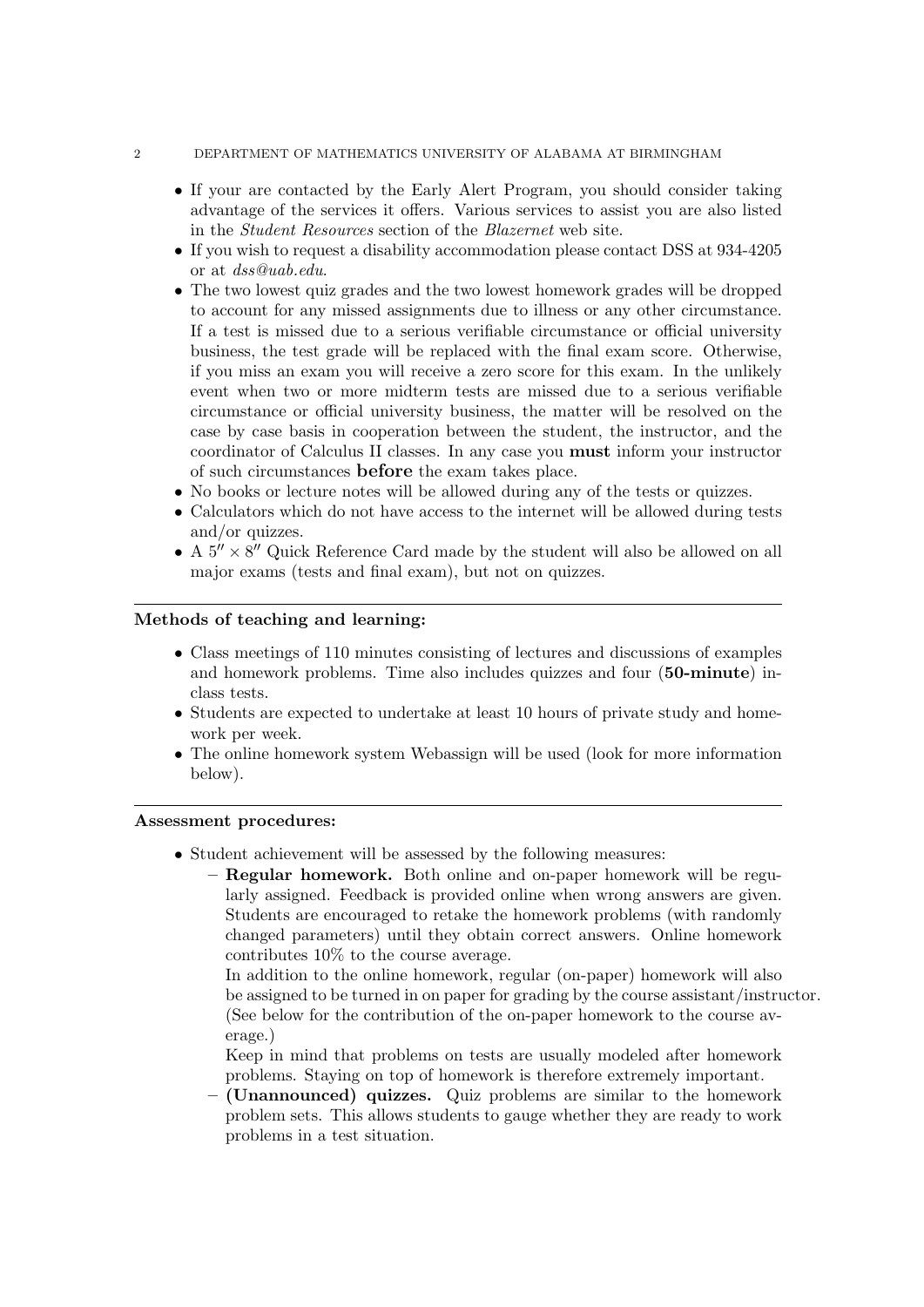- If your are contacted by the Early Alert Program, you should consider taking advantage of the services it offers. Various services to assist you are also listed in the *Student Resources* section of the *Blazernet* web site.
- If you wish to request a disability accommodation please contact DSS at 934-4205 or at *dss@uab.edu*.
- The two lowest quiz grades and the two lowest homework grades will be dropped to account for any missed assignments due to illness or any other circumstance. If a test is missed due to a serious verifiable circumstance or official university business, the test grade will be replaced with the final exam score. Otherwise, if you miss an exam you will receive a zero score for this exam. In the unlikely event when two or more midterm tests are missed due to a serious verifiable circumstance or official university business, the matter will be resolved on the case by case basis in cooperation between the student, the instructor, and the coordinator of Calculus II classes. In any case you **must** inform your instructor of such circumstances **before** the exam takes place.
- No books or lecture notes will be allowed during any of the tests or quizzes.
- Calculators which do not have access to the internet will be allowed during tests and/or quizzes.
- A $5'' \times 8''$ Quick Reference Card made by the student will also be allowed on all major exams (tests and final exam), but not on quizzes.

---

**Methods of teaching and learning:**

- Class meetings of 110 minutes consisting of lectures and discussions of examples and homework problems. Time also includes quizzes and four (**50-minute**) in-class tests.
- Students are expected to undertake at least 10 hours of private study and homework per week.
- The online homework system Webassign will be used (look for more information below).

---

**Assessment procedures:**

- Student achievement will be assessed by the following measures:
  - **Regular homework.** Both online and on-paper homework will be regularly assigned. Feedback is provided online when wrong answers are given. Students are encouraged to retake the homework problems (with randomly changed parameters) until they obtain correct answers. Online homework contributes 10% to the course average.
    In addition to the online homework, regular (on-paper) homework will also be assigned to be turned in on paper for grading by the course assistant/instructor. (See below for the contribution of the on-paper homework to the course average.)
    Keep in mind that problems on tests are usually modeled after homework problems. Staying on top of homework is therefore extremely important.
  - **(Unannounced) quizzes.** Quiz problems are similar to the homework problem sets. This allows students to gauge whether they are ready to work problems in a test situation.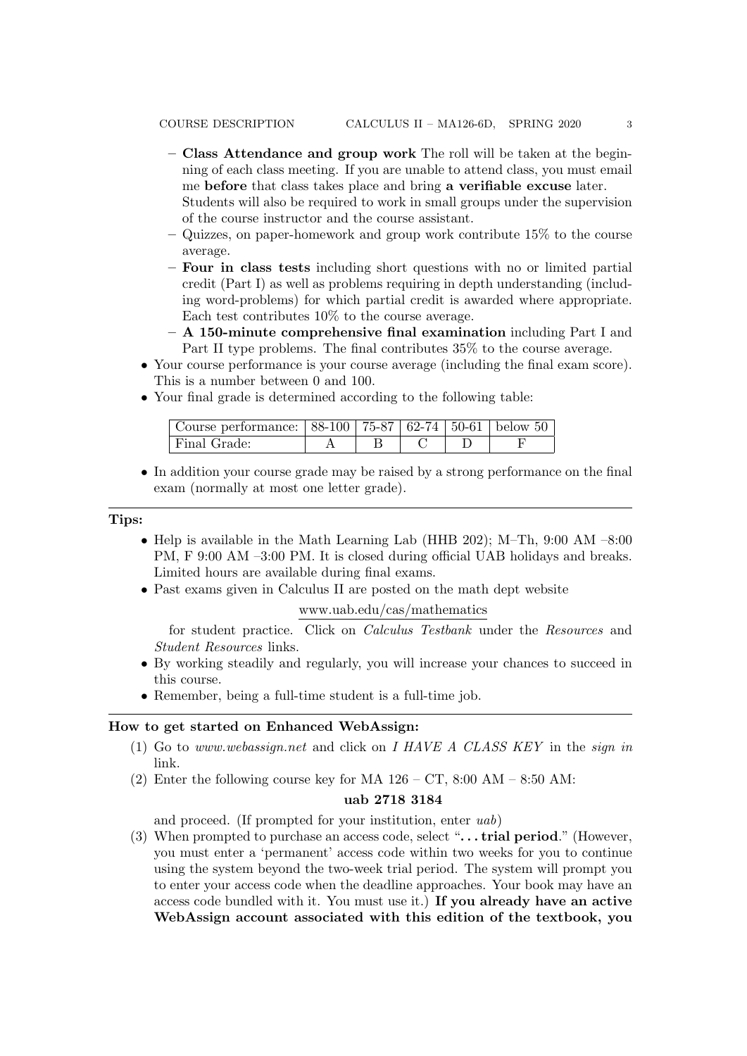- **Class Attendance and group work** The roll will be taken at the beginning of each class meeting. If you are unable to attend class, you must email me **before** that class takes place and bring **a verifiable excuse** later. Students will also be required to work in small groups under the supervision of the course instructor and the course assistant.
- Quizzes, on paper-homework and group work contribute 15% to the course average.
- **Four in class tests** including short questions with no or limited partial credit (Part I) as well as problems requiring in depth understanding (including word-problems) for which partial credit is awarded where appropriate. Each test contributes 10% to the course average.
- **A 150-minute comprehensive final examination** including Part I and Part II type problems. The final contributes 35% to the course average.

- Your course performance is your course average (including the final exam score). This is a number between 0 and 100.
- Your final grade is determined according to the following table:

| Course performance: | 88-100 | 75-87 | 62-74 | 50-61 | below 50 |
|---|---|---|---|---|---|
| Final Grade: | A | B | C | D | F |

- In addition your course grade may be raised by a strong performance on the final exam (normally at most one letter grade).

---

**Tips:**

- Help is available in the Math Learning Lab (HHB 202); M–Th, 9:00 AM –8:00 PM, F 9:00 AM –3:00 PM. It is closed during official UAB holidays and breaks. Limited hours are available during final exams.
- Past exams given in Calculus II are posted on the math dept website

  www.uab.edu/cas/mathematics

  for student practice. Click on *Calculus Testbank* under the *Resources* and *Student Resources* links.
- By working steadily and regularly, you will increase your chances to succeed in this course.
- Remember, being a full-time student is a full-time job.

---

**How to get started on Enhanced WebAssign:**

(1) Go to *www.webassign.net* and click on *I HAVE A CLASS KEY* in the *sign in* link.

(2) Enter the following course key for MA 126 – CT, 8:00 AM – 8:50 AM:

**uab 2718 3184**

and proceed. (If prompted for your institution, enter *uab*)

(3) When prompted to purchase an access code, select "**. . . trial period**." (However, you must enter a 'permanent' access code within two weeks for you to continue using the system beyond the two-week trial period. The system will prompt you to enter your access code when the deadline approaches. Your book may have an access code bundled with it. You must use it.) **If you already have an active WebAssign account associated with this edition of the textbook, you**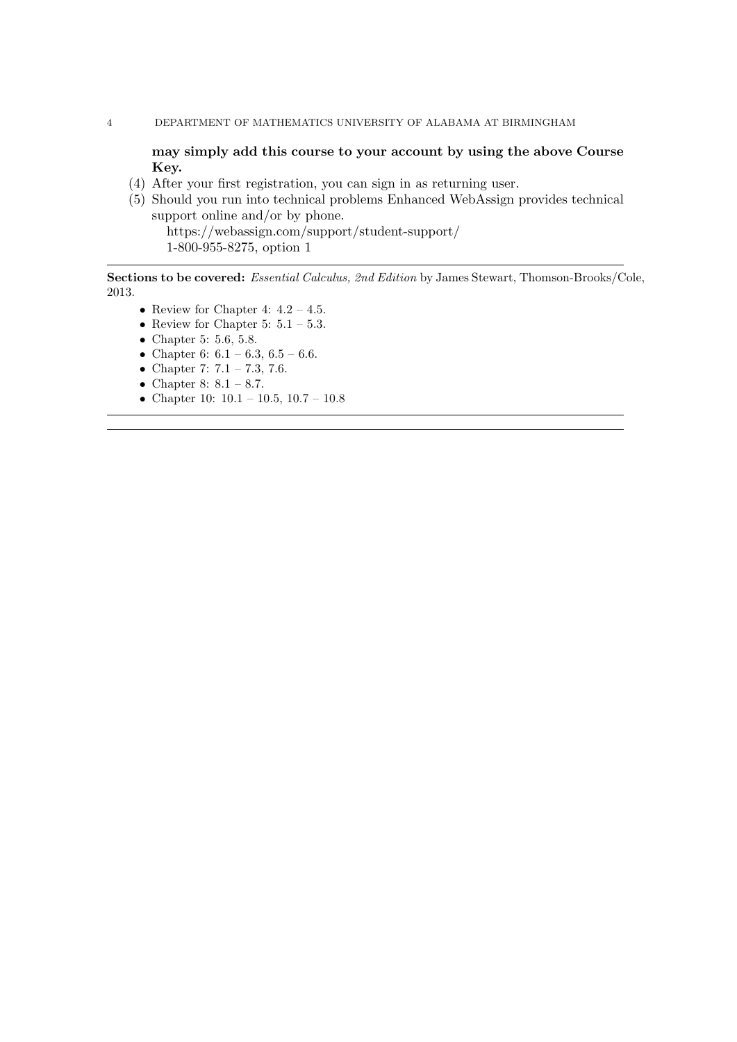**may simply add this course to your account by using the above Course Key.**

(4) After your first registration, you can sign in as returning user.

(5) Should you run into technical problems Enhanced WebAssign provides technical support online and/or by phone.
https://webassign.com/support/student-support/
1-800-955-8275, option 1

---

**Sections to be covered:** *Essential Calculus, 2nd Edition* by James Stewart, Thomson-Brooks/Cole, 2013.

- Review for Chapter 4: 4.2 – 4.5.
- Review for Chapter 5: 5.1 – 5.3.
- Chapter 5: 5.6, 5.8.
- Chapter 6: 6.1 – 6.3, 6.5 – 6.6.
- Chapter 7: 7.1 – 7.3, 7.6.
- Chapter 8: 8.1 – 8.7.
- Chapter 10: 10.1 – 10.5, 10.7 – 10.8

---